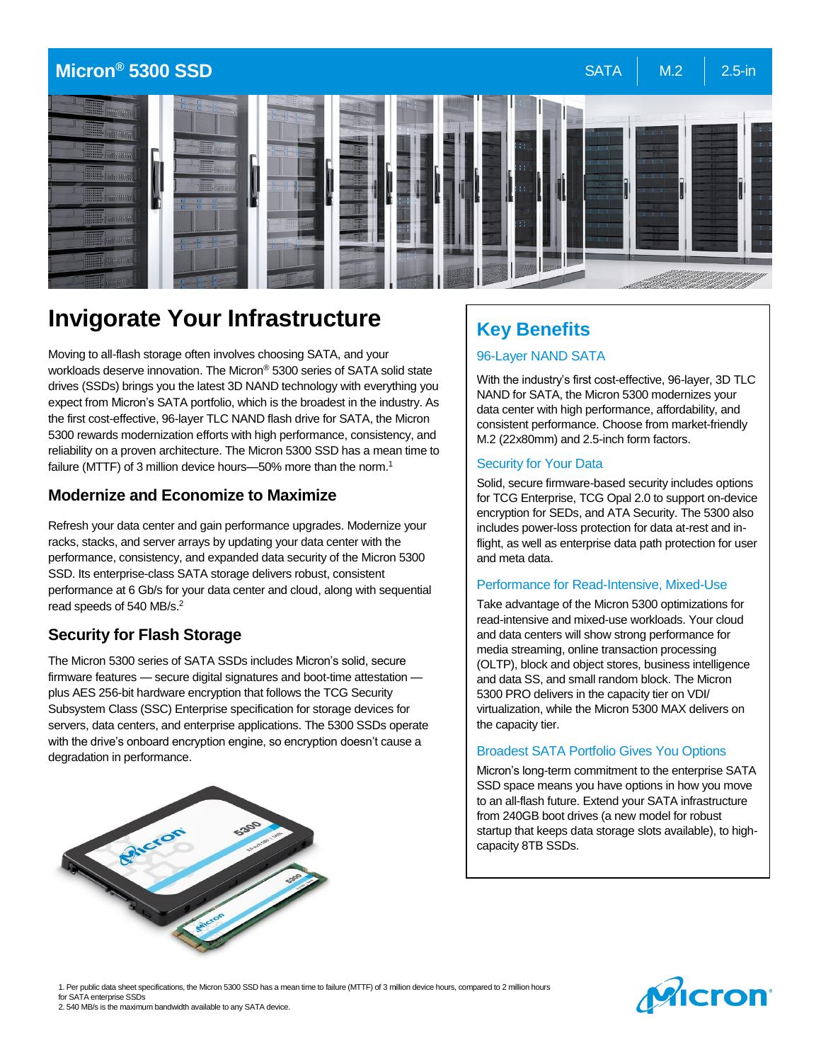# Micron® 5300 SSD

SATA | M.2 | 2.5-in

## Invigorate Your Infrastructure

Moving to all-flash storage often involves choosing SATA, and your workloads deserve innovation. The Micron® 5300 series of SATA solid state drives (SSDs) brings you the latest 3D NAND technology with everything you expect from Micron's SATA portfolio, which is the broadest in the industry. As the first cost-effective, 96-layer TLC NAND flash drive for SATA, the Micron 5300 rewards modernization efforts with high performance, consistency, and reliability on a proven architecture. The Micron 5300 SSD has a mean time to failure (MTTF) of 3 million device hours—50% more than the norm.[1]

### Modernize and Economize to Maximize

Refresh your data center and gain performance upgrades. Modernize your racks, stacks, and server arrays by updating your data center with the performance, consistency, and expanded data security of the Micron 5300 SSD. Its enterprise-class SATA storage delivers robust, consistent performance at 6 Gb/s for your data center and cloud, along with sequential read speeds of 540 MB/s.[2]

### Security for Flash Storage

The Micron 5300 series of SATA SSDs includes Micron's solid, secure firmware features — secure digital signatures and boot-time attestation — plus AES 256-bit hardware encryption that follows the TCG Security Subsystem Class (SSC) Enterprise specification for storage devices for servers, data centers, and enterprise applications. The 5300 SSDs operate with the drive's onboard encryption engine, so encryption doesn't cause a degradation in performance.

## Key Benefits

### 96-Layer NAND SATA

With the industry's first cost-effective, 96-layer, 3D TLC NAND for SATA, the Micron 5300 modernizes your data center with high performance, affordability, and consistent performance. Choose from market-friendly M.2 (22x80mm) and 2.5-inch form factors.

### Security for Your Data

Solid, secure firmware-based security includes options for TCG Enterprise, TCG Opal 2.0 to support on-device encryption for SEDs, and ATA Security. The 5300 also includes power-loss protection for data at-rest and in-flight, as well as enterprise data path protection for user and meta data.

### Performance for Read-Intensive, Mixed-Use

Take advantage of the Micron 5300 optimizations for read-intensive and mixed-use workloads. Your cloud and data centers will show strong performance for media streaming, online transaction processing (OLTP), block and object stores, business intelligence and data SS, and small random block. The Micron 5300 PRO delivers in the capacity tier on VDI/ virtualization, while the Micron 5300 MAX delivers on the capacity tier.

### Broadest SATA Portfolio Gives You Options

Micron's long-term commitment to the enterprise SATA SSD space means you have options in how you move to an all-flash future. Extend your SATA infrastructure from 240GB boot drives (a new model for robust startup that keeps data storage slots available), to high-capacity 8TB SSDs.

1. Per public data sheet specifications, the Micron 5300 SSD has a mean time to failure (MTTF) of 3 million device hours, compared to 2 million hours for SATA enterprise SSDs
2. 540 MB/s is the maximum bandwidth available to any SATA device.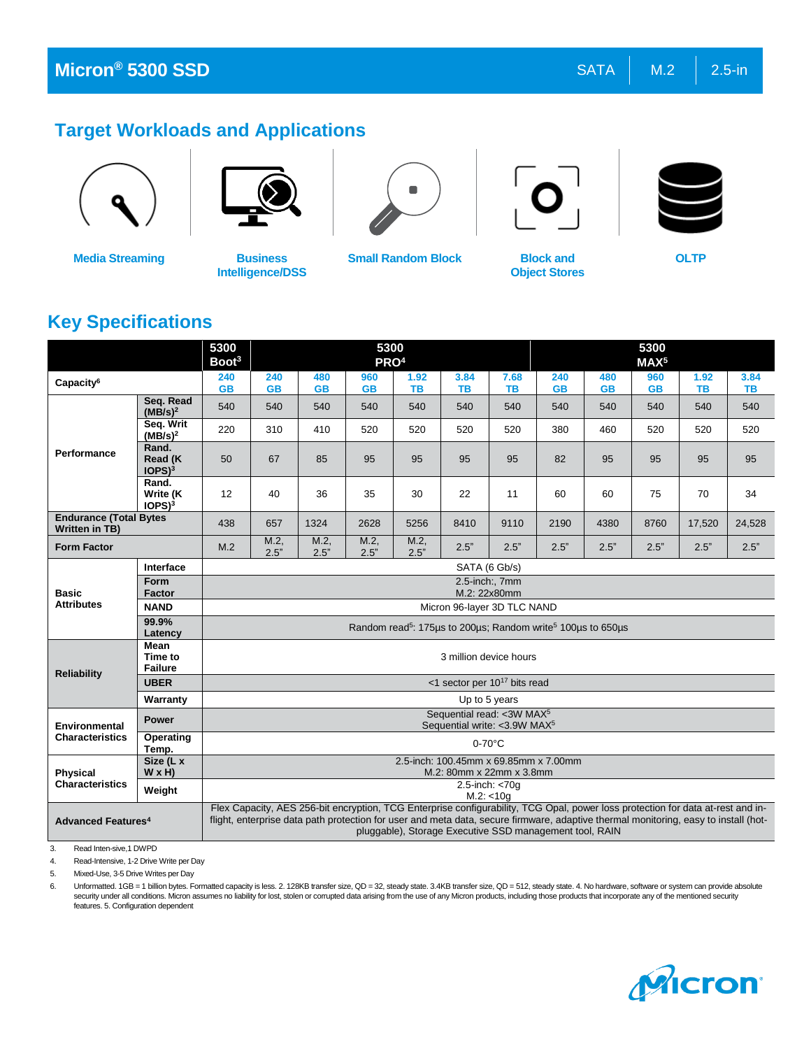# Micron® 5300 SSD

SATA | M.2 | 2.5-in

## Target Workloads and Applications

Media Streaming

Business Intelligence/DSS

Small Random Block

Block and Object Stores

OLTP

## Key Specifications

| | | 5300 Boot[3] | 5300 PRO[4] | | | | | | 5300 MAX[5] | | | | |
|---|---|---|---|---|---|---|---|---|---|---|---|---|---|
| **Capacity**[6] | | 240 GB | 240 GB | 480 GB | 960 GB | 1.92 TB | 3.84 TB | 7.68 TB | 240 GB | 480 GB | 960 GB | 1.92 TB | 3.84 TB |
| **Performance** | **Seq. Read (MB/s)**[2] | 540 | 540 | 540 | 540 | 540 | 540 | 540 | 540 | 540 | 540 | 540 | 540 |
| | **Seq. Writ (MB/s)**[2] | 220 | 310 | 410 | 520 | 520 | 520 | 520 | 380 | 460 | 520 | 520 | 520 |
| | **Rand. Read (K IOPS)**[3] | 50 | 67 | 85 | 95 | 95 | 95 | 95 | 82 | 95 | 95 | 95 | 95 |
| | **Rand. Write (K IOPS)**[3] | 12 | 40 | 36 | 35 | 30 | 22 | 11 | 60 | 60 | 75 | 70 | 34 |
| **Endurance (Total Bytes Written in TB)** | | 438 | 657 | 1324 | 2628 | 5256 | 8410 | 9110 | 2190 | 4380 | 8760 | 17,520 | 24,528 |
| **Form Factor** | | M.2 | M.2, 2.5" | M.2, 2.5" | M.2, 2.5" | M.2, 2.5" | 2.5" | 2.5" | 2.5" | 2.5" | 2.5" | 2.5" | 2.5" |
| **Basic Attributes** | **Interface** | SATA (6 Gb/s) | | | | | | | | | | | |
| | **Form Factor** | 2.5-inch:, 7mm<br>M.2: 22x80mm | | | | | | | | | | | |
| | **NAND** | Micron 96-layer 3D TLC NAND | | | | | | | | | | | |
| | **99.9% Latency** | Random read[5]: 175µs to 200µs; Random write[5] 100µs to 650µs | | | | | | | | | | | |
| **Reliability** | **Mean Time to Failure** | 3 million device hours | | | | | | | | | | | |
| | **UBER** | <1 sector per $10^{17}$ bits read | | | | | | | | | | | |
| | **Warranty** | Up to 5 years | | | | | | | | | | | |
| **Environmental Characteristics** | **Power** | Sequential read: <3W MAX[5]<br>Sequential write: <3.9W MAX[5] | | | | | | | | | | | |
| | **Operating Temp.** | 0-70°C | | | | | | | | | | | |
| **Physical Characteristics** | **Size (L x W x H)** | 2.5-inch: 100.45mm x 69.85mm x 7.00mm<br>M.2: 80mm x 22mm x 3.8mm | | | | | | | | | | | |
| | **Weight** | 2.5-inch: <70g<br>M.2: <10g | | | | | | | | | | | |
| **Advanced Features**[4] | | Flex Capacity, AES 256-bit encryption, TCG Enterprise configurability, TCG Opal, power loss protection for data at-rest and in-flight, enterprise data path protection for user and meta data, secure firmware, adaptive thermal monitoring, easy to install (hot-pluggable), Storage Executive SSD management tool, RAIN | | | | | | | | | | | |

3. Read Inten-sive,1 DWPD
4. Read-Intensive, 1-2 Drive Write per Day
5. Mixed-Use, 3-5 Drive Writes per Day
6. Unformatted. 1GB = 1 billion bytes. Formatted capacity is less. 2. 128KB transfer size, QD = 32, steady state. 3.4KB transfer size, QD = 512, steady state. 4. No hardware, software or system can provide absolute security under all conditions. Micron assumes no liability for lost, stolen or corrupted data arising from the use of any Micron products, including those products that incorporate any of the mentioned security features. 5. Configuration dependent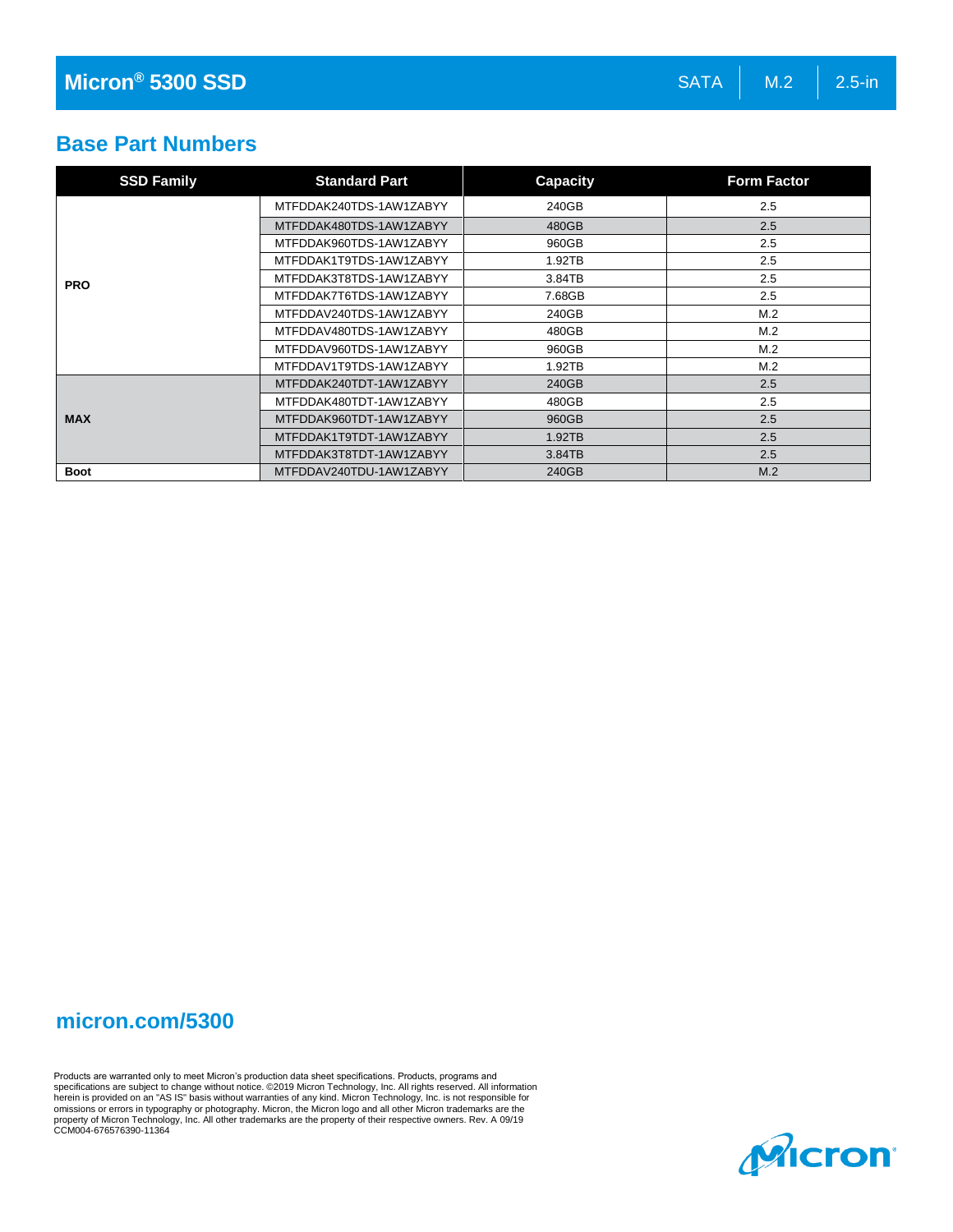## Base Part Numbers

| SSD Family | Standard Part | Capacity | Form Factor |
|---|---|---|---|
| PRO | MTFDDAK240TDS-1AW1ZABYY | 240GB | 2.5 |
| | MTFDDAK480TDS-1AW1ZABYY | 480GB | 2.5 |
| | MTFDDAK960TDS-1AW1ZABYY | 960GB | 2.5 |
| | MTFDDAK1T9TDS-1AW1ZABYY | 1.92TB | 2.5 |
| | MTFDDAK3T8TDS-1AW1ZABYY | 3.84TB | 2.5 |
| | MTFDDAK7T6TDS-1AW1ZABYY | 7.68GB | 2.5 |
| | MTFDDAV240TDS-1AW1ZABYY | 240GB | M.2 |
| | MTFDDAV480TDS-1AW1ZABYY | 480GB | M.2 |
| | MTFDDAV960TDS-1AW1ZABYY | 960GB | M.2 |
| | MTFDDAV1T9TDS-1AW1ZABYY | 1.92TB | M.2 |
| MAX | MTFDDAK240TDT-1AW1ZABYY | 240GB | 2.5 |
| | MTFDDAK480TDT-1AW1ZABYY | 480GB | 2.5 |
| | MTFDDAK960TDT-1AW1ZABYY | 960GB | 2.5 |
| | MTFDDAK1T9TDT-1AW1ZABYY | 1.92TB | 2.5 |
| | MTFDDAK3T8TDT-1AW1ZABYY | 3.84TB | 2.5 |
| Boot | MTFDDAV240TDU-1AW1ZABYY | 240GB | M.2 |

**micron.com/5300**

Products are warranted only to meet Micron's production data sheet specifications. Products, programs and specifications are subject to change without notice. ©2019 Micron Technology, Inc. All rights reserved. All information herein is provided on an "AS IS" basis without warranties of any kind. Micron Technology, Inc. is not responsible for omissions or errors in typography or photography. Micron, the Micron logo and all other Micron trademarks are the property of Micron Technology, Inc. All other trademarks are the property of their respective owners. Rev. A 09/19 CCM004-676576390-11364